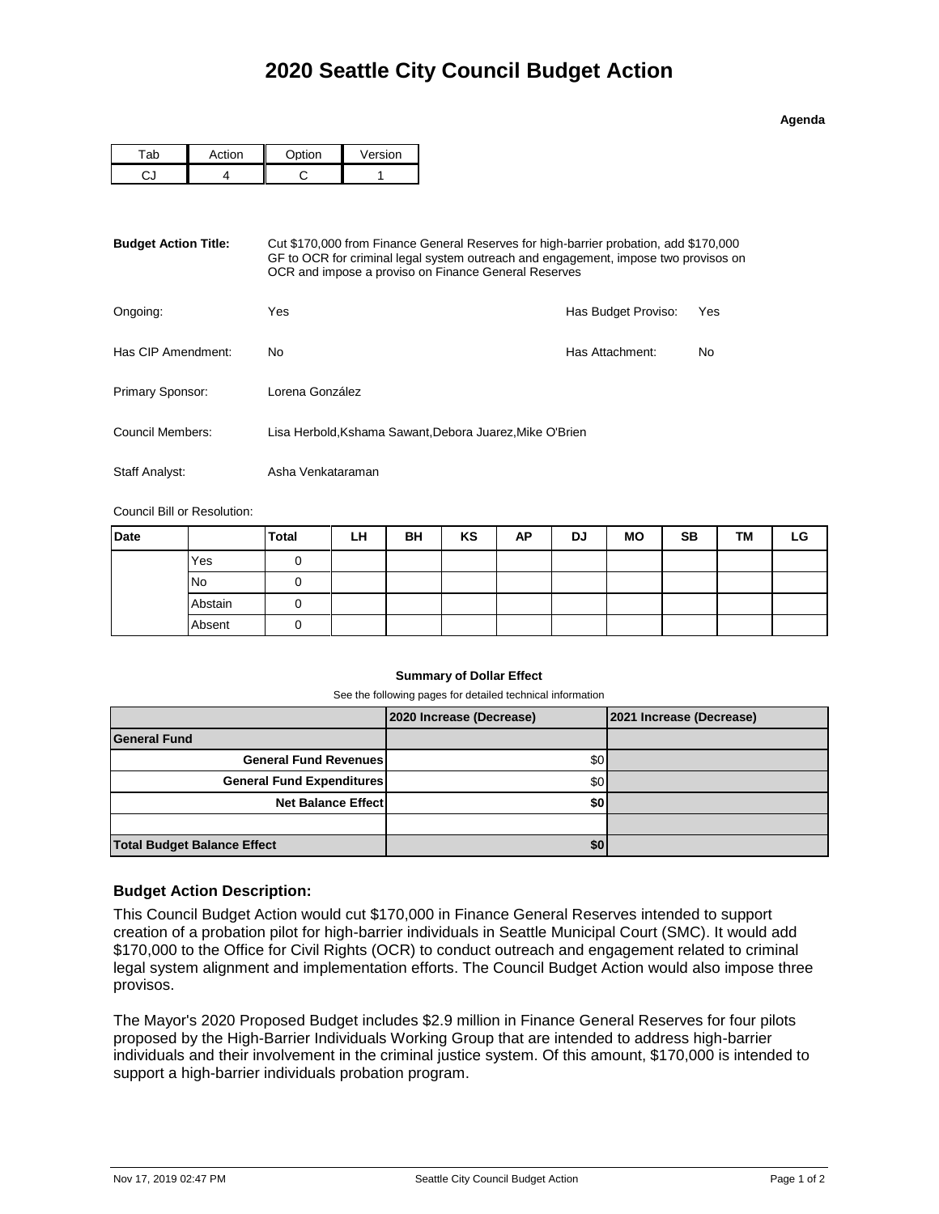# 2020 Seattle City Council Budget Action

**Agenda**

| Tab | Action | Option | Version |
| --- | --- | --- | --- |
| CJ | 4 | C | 1 |

**Budget Action Title:** Cut $170,000 from Finance General Reserves for high-barrier probation, add $170,000 GF to OCR for criminal legal system outreach and engagement, impose two provisos on OCR and impose a proviso on Finance General Reserves

Ongoing: Yes

Has Budget Proviso: Yes

Has CIP Amendment: No

Has Attachment: No

Primary Sponsor: Lorena González

Council Members: Lisa Herbold,Kshama Sawant,Debora Juarez,Mike O'Brien

Staff Analyst: Asha Venkataraman

Council Bill or Resolution:

| Date | | Total | LH | BH | KS | AP | DJ | MO | SB | TM | LG |
| --- | --- | --- | --- | --- | --- | --- | --- | --- | --- | --- | --- |
| | Yes | 0 | | | | | | | | | |
| | No | 0 | | | | | | | | | |
| | Abstain | 0 | | | | | | | | | |
| | Absent | 0 | | | | | | | | | |

**Summary of Dollar Effect**

See the following pages for detailed technical information

| | 2020 Increase (Decrease) | 2021 Increase (Decrease) |
| --- | --- | --- |
| **General Fund** | | |
| **General Fund Revenues** | $0 | |
| **General Fund Expenditures** | $0 | |
| **Net Balance Effect** | **$0** | |
| | | |
| **Total Budget Balance Effect** | **$0** | |

### Budget Action Description:

This Council Budget Action would cut $170,000 in Finance General Reserves intended to support creation of a probation pilot for high-barrier individuals in Seattle Municipal Court (SMC). It would add $170,000 to the Office for Civil Rights (OCR) to conduct outreach and engagement related to criminal legal system alignment and implementation efforts. The Council Budget Action would also impose three provisos.

The Mayor's 2020 Proposed Budget includes $2.9 million in Finance General Reserves for four pilots proposed by the High-Barrier Individuals Working Group that are intended to address high-barrier individuals and their involvement in the criminal justice system. Of this amount, $170,000 is intended to support a high-barrier individuals probation program.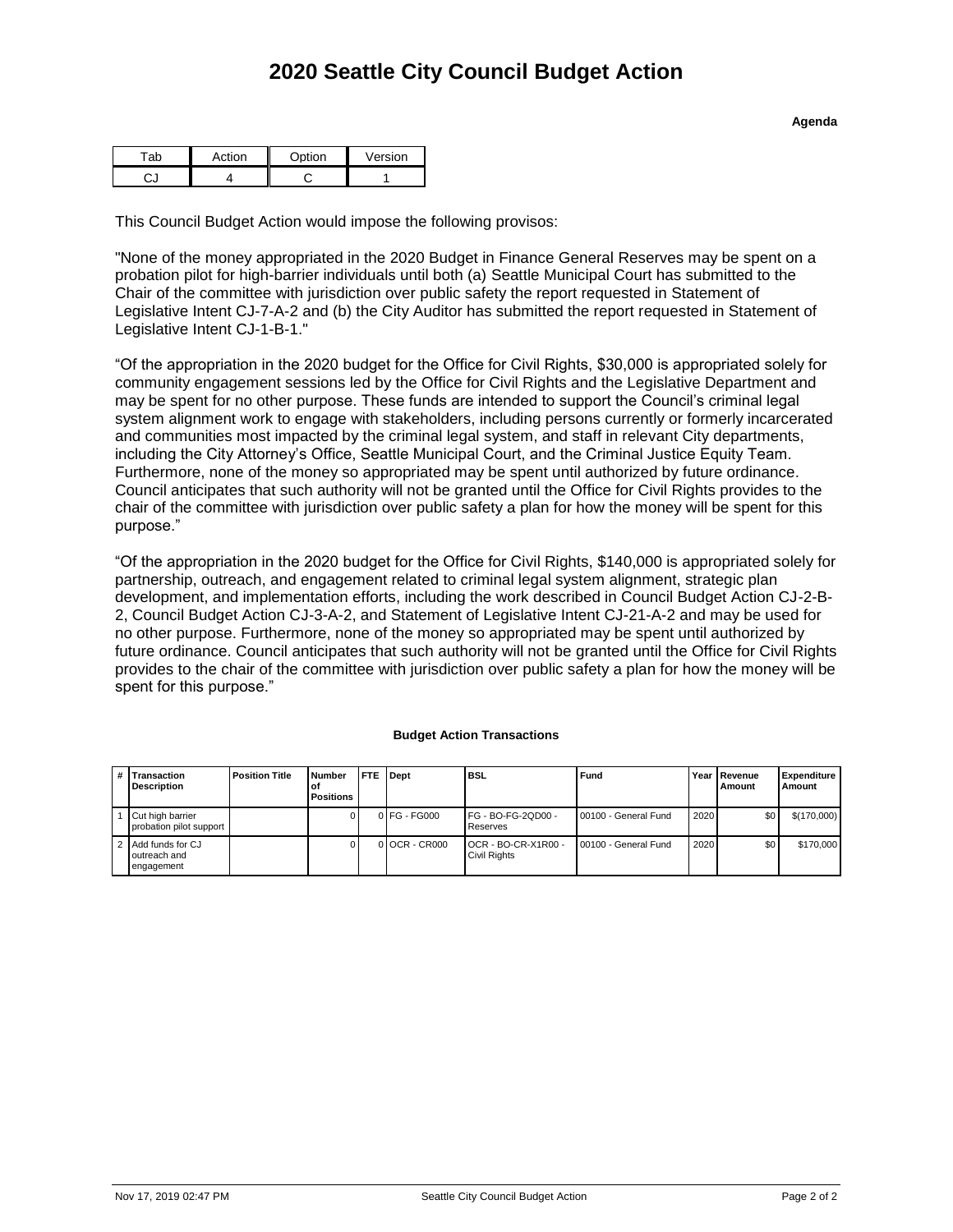# 2020 Seattle City Council Budget Action

**Agenda**

| Tab | Action | Option | Version |
|---|---|---|---|
| CJ | 4 | C | 1 |

This Council Budget Action would impose the following provisos:

"None of the money appropriated in the 2020 Budget in Finance General Reserves may be spent on a probation pilot for high-barrier individuals until both (a) Seattle Municipal Court has submitted to the Chair of the committee with jurisdiction over public safety the report requested in Statement of Legislative Intent CJ-7-A-2 and (b) the City Auditor has submitted the report requested in Statement of Legislative Intent CJ-1-B-1."

"Of the appropriation in the 2020 budget for the Office for Civil Rights, $30,000 is appropriated solely for community engagement sessions led by the Office for Civil Rights and the Legislative Department and may be spent for no other purpose. These funds are intended to support the Council's criminal legal system alignment work to engage with stakeholders, including persons currently or formerly incarcerated and communities most impacted by the criminal legal system, and staff in relevant City departments, including the City Attorney's Office, Seattle Municipal Court, and the Criminal Justice Equity Team. Furthermore, none of the money so appropriated may be spent until authorized by future ordinance. Council anticipates that such authority will not be granted until the Office for Civil Rights provides to the chair of the committee with jurisdiction over public safety a plan for how the money will be spent for this purpose."

"Of the appropriation in the 2020 budget for the Office for Civil Rights, $140,000 is appropriated solely for partnership, outreach, and engagement related to criminal legal system alignment, strategic plan development, and implementation efforts, including the work described in Council Budget Action CJ-2-B-2, Council Budget Action CJ-3-A-2, and Statement of Legislative Intent CJ-21-A-2 and may be used for no other purpose. Furthermore, none of the money so appropriated may be spent until authorized by future ordinance. Council anticipates that such authority will not be granted until the Office for Civil Rights provides to the chair of the committee with jurisdiction over public safety a plan for how the money will be spent for this purpose."

**Budget Action Transactions**

| # | Transaction Description | Position Title | Number of Positions | FTE | Dept | BSL | Fund | Year | Revenue Amount | Expenditure Amount |
|---|---|---|---|---|---|---|---|---|---|---|
| 1 | Cut high barrier probation pilot support | | 0 | 0 | FG - FG000 | FG - BO-FG-2QD00 - Reserves | 00100 - General Fund | 2020 | $0 | $(170,000) |
| 2 | Add funds for CJ outreach and engagement | | 0 | 0 | OCR - CR000 | OCR - BO-CR-X1R00 - Civil Rights | 00100 - General Fund | 2020 | $0 | $170,000 |

Nov 17, 2019 02:47 PM